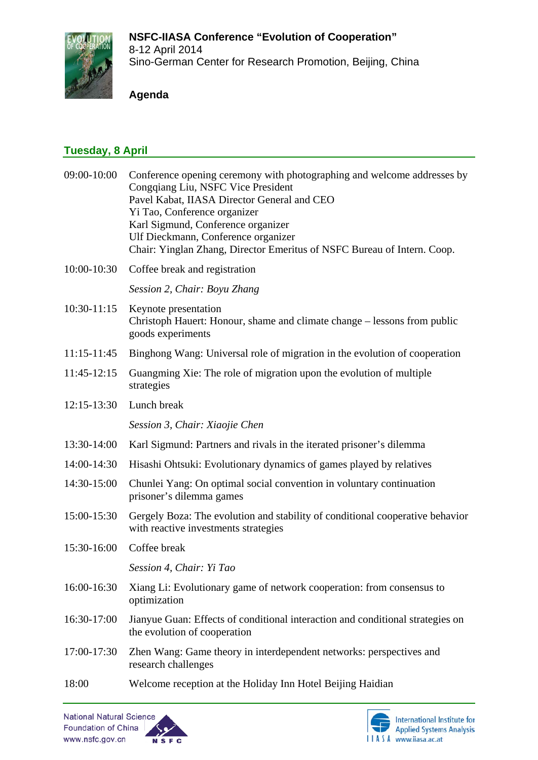**NSFC-IIASA Conference "Evolution of Cooperation"**
8-12 April 2014
Sino-German Center for Research Promotion, Beijing, China

**Agenda**

## Tuesday, 8 April

| | |
|---|---|
| 09:00-10:00 | Conference opening ceremony with photographing and welcome addresses by<br>Congqiang Liu, NSFC Vice President<br>Pavel Kabat, IIASA Director General and CEO<br>Yi Tao, Conference organizer<br>Karl Sigmund, Conference organizer<br>Ulf Dieckmann, Conference organizer<br>Chair: Yinglan Zhang, Director Emeritus of NSFC Bureau of Intern. Coop. |
| 10:00-10:30 | Coffee break and registration |
| | *Session 2, Chair: Boyu Zhang* |
| 10:30-11:15 | Keynote presentation<br>Christoph Hauert: Honour, shame and climate change – lessons from public goods experiments |
| 11:15-11:45 | Binghong Wang: Universal role of migration in the evolution of cooperation |
| 11:45-12:15 | Guangming Xie: The role of migration upon the evolution of multiple strategies |
| 12:15-13:30 | Lunch break |
| | *Session 3, Chair: Xiaojie Chen* |
| 13:30-14:00 | Karl Sigmund: Partners and rivals in the iterated prisoner's dilemma |
| 14:00-14:30 | Hisashi Ohtsuki: Evolutionary dynamics of games played by relatives |
| 14:30-15:00 | Chunlei Yang: On optimal social convention in voluntary continuation prisoner's dilemma games |
| 15:00-15:30 | Gergely Boza: The evolution and stability of conditional cooperative behavior with reactive investments strategies |
| 15:30-16:00 | Coffee break |
| | *Session 4, Chair: Yi Tao* |
| 16:00-16:30 | Xiang Li: Evolutionary game of network cooperation: from consensus to optimization |
| 16:30-17:00 | Jianyue Guan: Effects of conditional interaction and conditional strategies on the evolution of cooperation |
| 17:00-17:30 | Zhen Wang: Game theory in interdependent networks: perspectives and research challenges |
| 18:00 | Welcome reception at the Holiday Inn Hotel Beijing Haidian |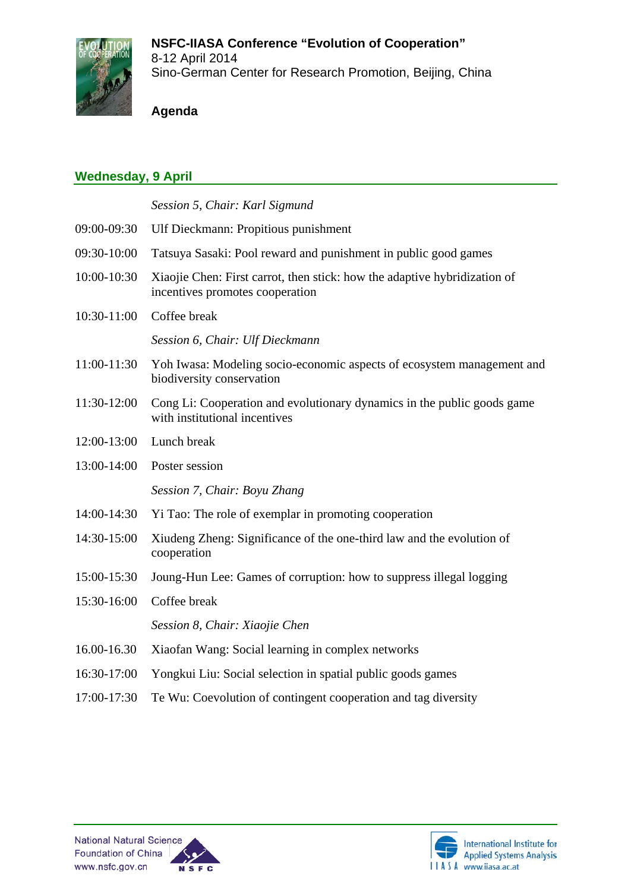**NSFC-IIASA Conference "Evolution of Cooperation"**
8-12 April 2014
Sino-German Center for Research Promotion, Beijing, China

**Agenda**

## Wednesday, 9 April

| | |
|---|---|
| | *Session 5, Chair: Karl Sigmund* |
| 09:00-09:30 | Ulf Dieckmann: Propitious punishment |
| 09:30-10:00 | Tatsuya Sasaki: Pool reward and punishment in public good games |
| 10:00-10:30 | Xiaojie Chen: First carrot, then stick: how the adaptive hybridization of incentives promotes cooperation |
| 10:30-11:00 | Coffee break |
| | *Session 6, Chair: Ulf Dieckmann* |
| 11:00-11:30 | Yoh Iwasa: Modeling socio-economic aspects of ecosystem management and biodiversity conservation |
| 11:30-12:00 | Cong Li: Cooperation and evolutionary dynamics in the public goods game with institutional incentives |
| 12:00-13:00 | Lunch break |
| 13:00-14:00 | Poster session |
| | *Session 7, Chair: Boyu Zhang* |
| 14:00-14:30 | Yi Tao: The role of exemplar in promoting cooperation |
| 14:30-15:00 | Xiudeng Zheng: Significance of the one-third law and the evolution of cooperation |
| 15:00-15:30 | Joung-Hun Lee: Games of corruption: how to suppress illegal logging |
| 15:30-16:00 | Coffee break |
| | *Session 8, Chair: Xiaojie Chen* |
| 16.00-16.30 | Xiaofan Wang: Social learning in complex networks |
| 16:30-17:00 | Yongkui Liu: Social selection in spatial public goods games |
| 17:00-17:30 | Te Wu: Coevolution of contingent cooperation and tag diversity |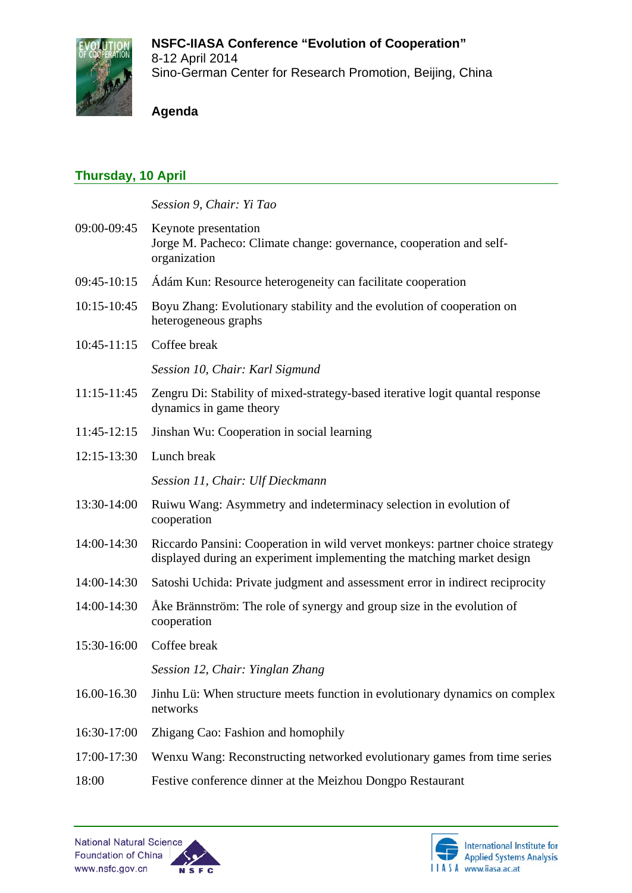**NSFC-IIASA Conference "Evolution of Cooperation"**
8-12 April 2014
Sino-German Center for Research Promotion, Beijing, China

**Agenda**

## Thursday, 10 April

| | |
|---|---|
| | *Session 9, Chair: Yi Tao* |
| 09:00-09:45 | Keynote presentation<br>Jorge M. Pacheco: Climate change: governance, cooperation and self-organization |
| 09:45-10:15 | Ádám Kun: Resource heterogeneity can facilitate cooperation |
| 10:15-10:45 | Boyu Zhang: Evolutionary stability and the evolution of cooperation on heterogeneous graphs |
| 10:45-11:15 | Coffee break |
| | *Session 10, Chair: Karl Sigmund* |
| 11:15-11:45 | Zengru Di: Stability of mixed-strategy-based iterative logit quantal response dynamics in game theory |
| 11:45-12:15 | Jinshan Wu: Cooperation in social learning |
| 12:15-13:30 | Lunch break |
| | *Session 11, Chair: Ulf Dieckmann* |
| 13:30-14:00 | Ruiwu Wang: Asymmetry and indeterminacy selection in evolution of cooperation |
| 14:00-14:30 | Riccardo Pansini: Cooperation in wild vervet monkeys: partner choice strategy displayed during an experiment implementing the matching market design |
| 14:00-14:30 | Satoshi Uchida: Private judgment and assessment error in indirect reciprocity |
| 14:00-14:30 | Åke Brännström: The role of synergy and group size in the evolution of cooperation |
| 15:30-16:00 | Coffee break |
| | *Session 12, Chair: Yinglan Zhang* |
| 16.00-16.30 | Jinhu Lü: When structure meets function in evolutionary dynamics on complex networks |
| 16:30-17:00 | Zhigang Cao: Fashion and homophily |
| 17:00-17:30 | Wenxu Wang: Reconstructing networked evolutionary games from time series |
| 18:00 | Festive conference dinner at the Meizhou Dongpo Restaurant |

National Natural Science Foundation of China
www.nsfc.gov.cn

International Institute for Applied Systems Analysis
www.iiasa.ac.at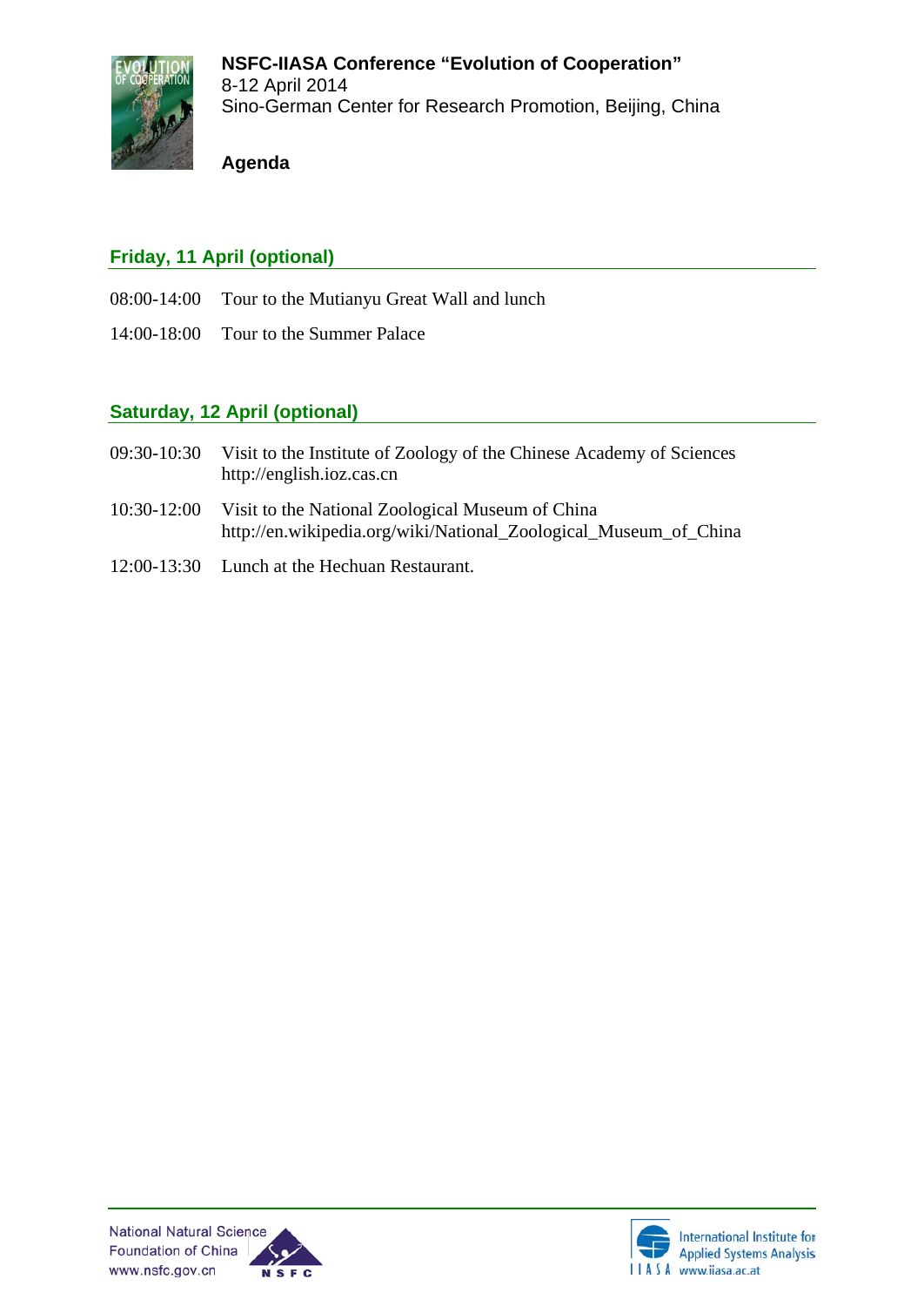**NSFC-IIASA Conference "Evolution of Cooperation"**
8-12 April 2014
Sino-German Center for Research Promotion, Beijing, China

**Agenda**

## Friday, 11 April (optional)

08:00-14:00 Tour to the Mutianyu Great Wall and lunch

14:00-18:00 Tour to the Summer Palace

## Saturday, 12 April (optional)

09:30-10:30 Visit to the Institute of Zoology of the Chinese Academy of Sciences
http://english.ioz.cas.cn

10:30-12:00 Visit to the National Zoological Museum of China
http://en.wikipedia.org/wiki/National_Zoological_Museum_of_China

12:00-13:30 Lunch at the Hechuan Restaurant.

National Natural Science Foundation of China
www.nsfc.gov.cn

International Institute for Applied Systems Analysis
www.iiasa.ac.at